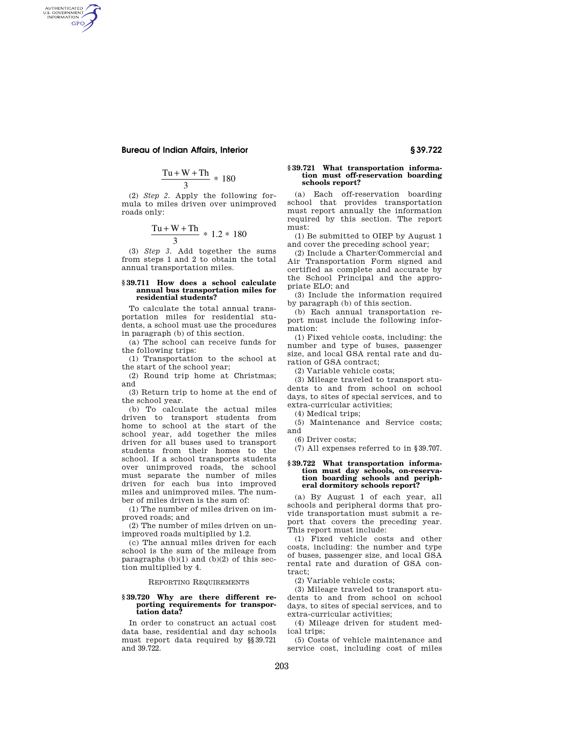$$\frac{Tu + W + Th}{3} * 180$$

(2) *Step 2.* Apply the following formula to miles driven over unimproved roads only:

$$\frac{Tu + W + Th}{3} * 1.2 * 180$$

(3) *Step 3.* Add together the sums from steps 1 and 2 to obtain the total annual transportation miles.

### § 39.711 How does a school calculate annual bus transportation miles for residential students?

To calculate the total annual transportation miles for residential students, a school must use the procedures in paragraph (b) of this section.

(a) The school can receive funds for the following trips:

(1) Transportation to the school at the start of the school year;

(2) Round trip home at Christmas; and

(3) Return trip to home at the end of the school year.

(b) To calculate the actual miles driven to transport students from home to school at the start of the school year, add together the miles driven for all buses used to transport students from their homes to the school. If a school transports students over unimproved roads, the school must separate the number of miles driven for each bus into improved miles and unimproved miles. The number of miles driven is the sum of:

(1) The number of miles driven on improved roads; and

(2) The number of miles driven on unimproved roads multiplied by 1.2.

(c) The annual miles driven for each school is the sum of the mileage from paragraphs (b)(1) and (b)(2) of this section multiplied by 4.

REPORTING REQUIREMENTS

### § 39.720 Why are there different reporting requirements for transportation data?

In order to construct an actual cost data base, residential and day schools must report data required by §§ 39.721 and 39.722.

### § 39.721 What transportation information must off-reservation boarding schools report?

(a) Each off-reservation boarding school that provides transportation must report annually the information required by this section. The report must:

(1) Be submitted to OIEP by August 1 and cover the preceding school year;

(2) Include a Charter/Commercial and Air Transportation Form signed and certified as complete and accurate by the School Principal and the appropriate ELO; and

(3) Include the information required by paragraph (b) of this section.

(b) Each annual transportation report must include the following information:

(1) Fixed vehicle costs, including: the number and type of buses, passenger size, and local GSA rental rate and duration of GSA contract;

(2) Variable vehicle costs;

(3) Mileage traveled to transport students to and from school on school days, to sites of special services, and to extra-curricular activities;

(4) Medical trips;

(5) Maintenance and Service costs; and

(6) Driver costs;

(7) All expenses referred to in § 39.707.

### § 39.722 What transportation information must day schools, on-reservation boarding schools and peripheral dormitory schools report?

(a) By August 1 of each year, all schools and peripheral dorms that provide transportation must submit a report that covers the preceding year. This report must include:

(1) Fixed vehicle costs and other costs, including: the number and type of buses, passenger size, and local GSA rental rate and duration of GSA contract;

(2) Variable vehicle costs;

(3) Mileage traveled to transport students to and from school on school days, to sites of special services, and to extra-curricular activities;

(4) Mileage driven for student medical trips;

(5) Costs of vehicle maintenance and service cost, including cost of miles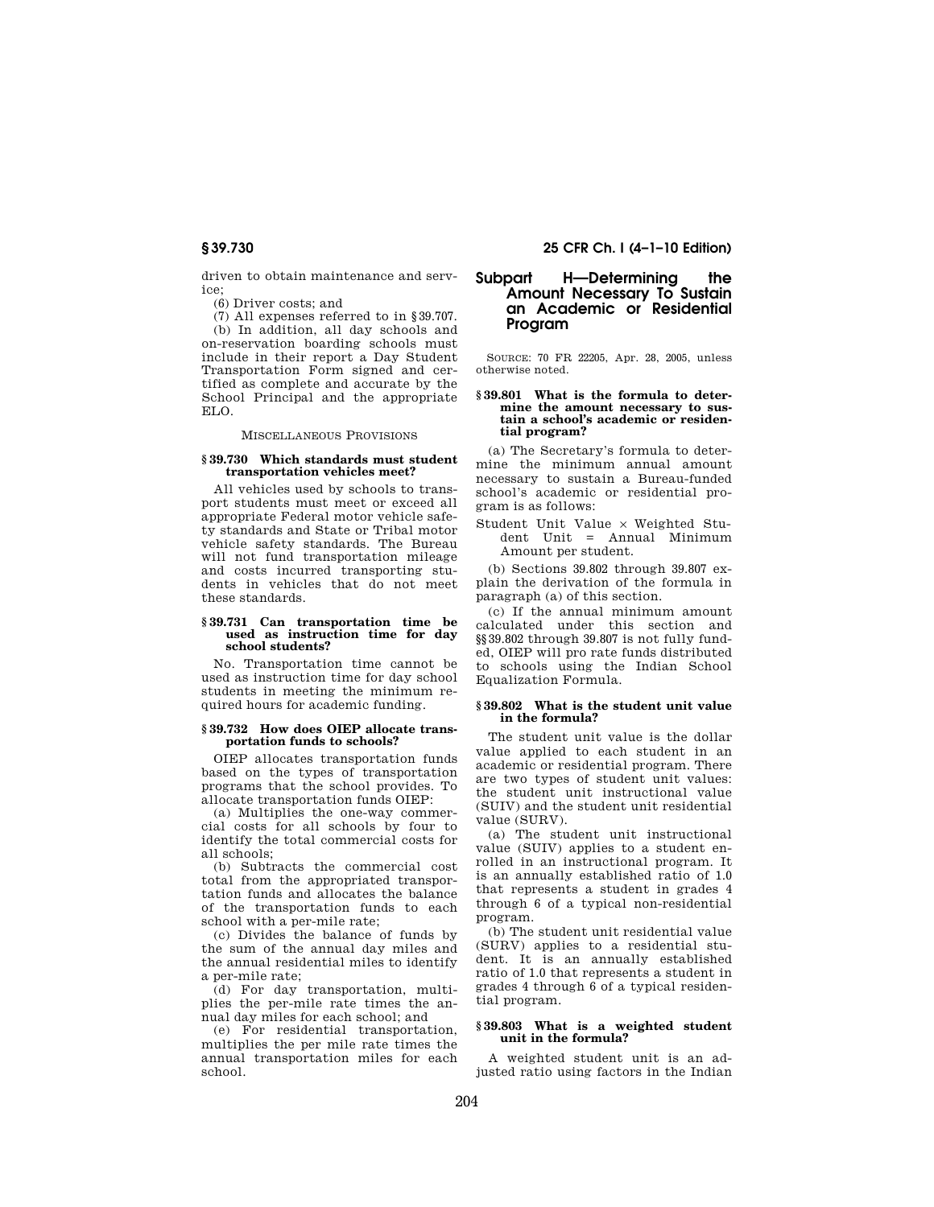driven to obtain maintenance and service;

(6) Driver costs; and

(7) All expenses referred to in §39.707.

(b) In addition, all day schools and on-reservation boarding schools must include in their report a Day Student Transportation Form signed and certified as complete and accurate by the School Principal and the appropriate ELO.

MISCELLANEOUS PROVISIONS

**§ 39.730 Which standards must student transportation vehicles meet?**

All vehicles used by schools to transport students must meet or exceed all appropriate Federal motor vehicle safety standards and State or Tribal motor vehicle safety standards. The Bureau will not fund transportation mileage and costs incurred transporting students in vehicles that do not meet these standards.

**§ 39.731 Can transportation time be used as instruction time for day school students?**

No. Transportation time cannot be used as instruction time for day school students in meeting the minimum required hours for academic funding.

**§ 39.732 How does OIEP allocate transportation funds to schools?**

OIEP allocates transportation funds based on the types of transportation programs that the school provides. To allocate transportation funds OIEP:

(a) Multiplies the one-way commercial costs for all schools by four to identify the total commercial costs for all schools;

(b) Subtracts the commercial cost total from the appropriated transportation funds and allocates the balance of the transportation funds to each school with a per-mile rate;

(c) Divides the balance of funds by the sum of the annual day miles and the annual residential miles to identify a per-mile rate;

(d) For day transportation, multiplies the per-mile rate times the annual day miles for each school; and

(e) For residential transportation, multiplies the per mile rate times the annual transportation miles for each school.

## Subpart H—Determining the Amount Necessary To Sustain an Academic or Residential Program

SOURCE: 70 FR 22205, Apr. 28, 2005, unless otherwise noted.

**§ 39.801 What is the formula to determine the amount necessary to sustain a school's academic or residential program?**

(a) The Secretary's formula to determine the minimum annual amount necessary to sustain a Bureau-funded school's academic or residential program is as follows:

Student Unit Value × Weighted Student Unit = Annual Minimum Amount per student.

(b) Sections 39.802 through 39.807 explain the derivation of the formula in paragraph (a) of this section.

(c) If the annual minimum amount calculated under this section and §§39.802 through 39.807 is not fully funded, OIEP will pro rate funds distributed to schools using the Indian School Equalization Formula.

**§ 39.802 What is the student unit value in the formula?**

The student unit value is the dollar value applied to each student in an academic or residential program. There are two types of student unit values: the student unit instructional value (SUIV) and the student unit residential value (SURV).

(a) The student unit instructional value (SUIV) applies to a student enrolled in an instructional program. It is an annually established ratio of 1.0 that represents a student in grades 4 through 6 of a typical non-residential program.

(b) The student unit residential value (SURV) applies to a residential student. It is an annually established ratio of 1.0 that represents a student in grades 4 through 6 of a typical residential program.

**§ 39.803 What is a weighted student unit in the formula?**

A weighted student unit is an adjusted ratio using factors in the Indian